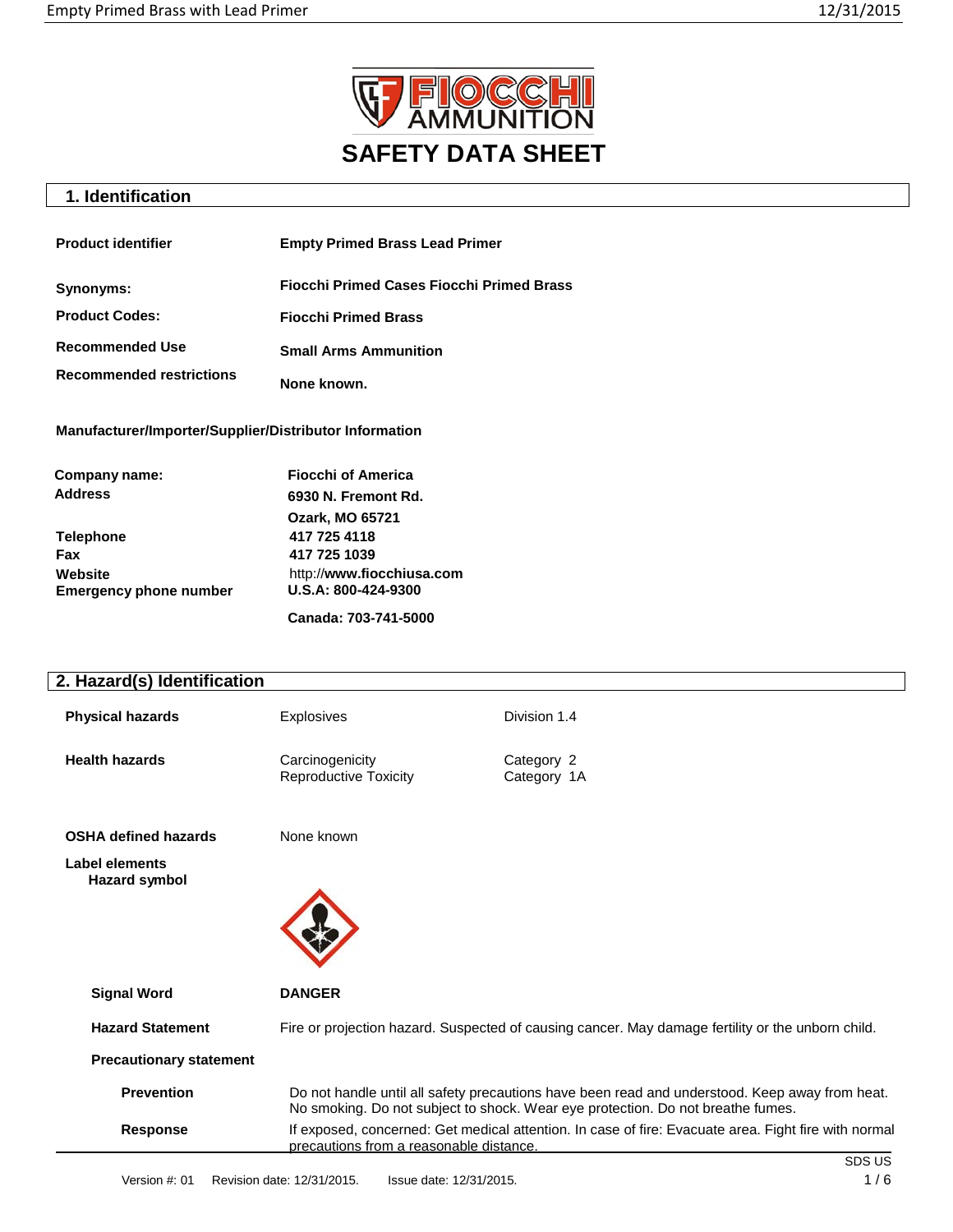# SAFETY DATA SHEET

## 1. Identification

| | |
|---|---|
| **Product identifier** | **Empty Primed Brass Lead Primer** |
| **Synonyms:** | **Fiocchi Primed Cases Fiocchi Primed Brass** |
| **Product Codes:** | **Fiocchi Primed Brass** |
| **Recommended Use** | **Small Arms Ammunition** |
| **Recommended restrictions** | **None known.** |

**Manufacturer/Importer/Supplier/Distributor Information**

| | |
|---|---|
| **Company name:** | **Fiocchi of America** |
| **Address** | **6930 N. Fremont Rd.**<br>**Ozark, MO 65721** |
| **Telephone** | **417 725 4118** |
| **Fax** | **417 725 1039** |
| **Website** | http://**www.fiocchiusa.com** |
| **Emergency phone number** | **U.S.A: 800-424-9300**<br>**Canada: 703-741-5000** |

## 2. Hazard(s) Identification

| | | |
|---|---|---|
| **Physical hazards** | Explosives | Division 1.4 |
| **Health hazards** | Carcinogenicity<br>Reproductive Toxicity | Category 2<br>Category 1A |
| **OSHA defined hazards** | None known | |

**Label elements**

**Hazard symbol**

**Signal Word** **DANGER**

**Hazard Statement** Fire or projection hazard. Suspected of causing cancer. May damage fertility or the unborn child.

**Precautionary statement**

**Prevention** Do not handle until all safety precautions have been read and understood. Keep away from heat. No smoking. Do not subject to shock. Wear eye protection. Do not breathe fumes.

**Response** If exposed, concerned: Get medical attention. In case of fire: Evacuate area. Fight fire with normal precautions from a reasonable distance.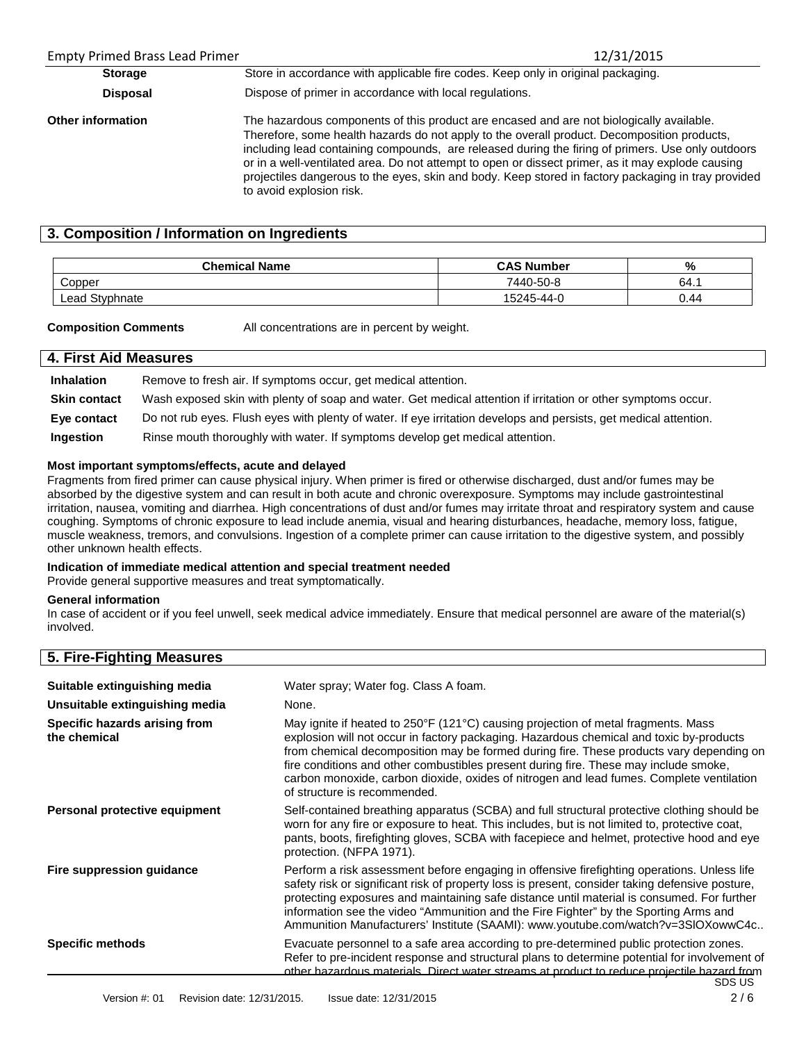| | |
|---|---|
| **Storage** | Store in accordance with applicable fire codes. Keep only in original packaging. |
| **Disposal** | Dispose of primer in accordance with local regulations. |
| **Other information** | The hazardous components of this product are encased and are not biologically available. Therefore, some health hazards do not apply to the overall product. Decomposition products, including lead containing compounds, are released during the firing of primers. Use only outdoors or in a well-ventilated area. Do not attempt to open or dissect primer, as it may explode causing projectiles dangerous to the eyes, skin and body. Keep stored in factory packaging in tray provided to avoid explosion risk. |

## 3. Composition / Information on Ingredients

| Chemical Name | CAS Number | % |
|---|---|---|
| Copper | 7440-50-8 | 64.1 |
| Lead Styphnate | 15245-44-0 | 0.44 |

**Composition Comments** All concentrations are in percent by weight.

## 4. First Aid Measures

| | |
|---|---|
| **Inhalation** | Remove to fresh air. If symptoms occur, get medical attention. |
| **Skin contact** | Wash exposed skin with plenty of soap and water. Get medical attention if irritation or other symptoms occur. |
| **Eye contact** | Do not rub eyes. Flush eyes with plenty of water. If eye irritation develops and persists, get medical attention. |
| **Ingestion** | Rinse mouth thoroughly with water. If symptoms develop get medical attention. |

**Most important symptoms/effects, acute and delayed**

Fragments from fired primer can cause physical injury. When primer is fired or otherwise discharged, dust and/or fumes may be absorbed by the digestive system and can result in both acute and chronic overexposure. Symptoms may include gastrointestinal irritation, nausea, vomiting and diarrhea. High concentrations of dust and/or fumes may irritate throat and respiratory system and cause coughing. Symptoms of chronic exposure to lead include anemia, visual and hearing disturbances, headache, memory loss, fatigue, muscle weakness, tremors, and convulsions. Ingestion of a complete primer can cause irritation to the digestive system, and possibly other unknown health effects.

**Indication of immediate medical attention and special treatment needed**

Provide general supportive measures and treat symptomatically.

**General information**

In case of accident or if you feel unwell, seek medical advice immediately. Ensure that medical personnel are aware of the material(s) involved.

## 5. Fire-Fighting Measures

| | |
|---|---|
| **Suitable extinguishing media** | Water spray; Water fog. Class A foam. |
| **Unsuitable extinguishing media** | None. |
| **Specific hazards arising from the chemical** | May ignite if heated to 250°F (121°C) causing projection of metal fragments. Mass explosion will not occur in factory packaging. Hazardous chemical and toxic by-products from chemical decomposition may be formed during fire. These products vary depending on fire conditions and other combustibles present during fire. These may include smoke, carbon monoxide, carbon dioxide, oxides of nitrogen and lead fumes. Complete ventilation of structure is recommended. |
| **Personal protective equipment** | Self-contained breathing apparatus (SCBA) and full structural protective clothing should be worn for any fire or exposure to heat. This includes, but is not limited to, protective coat, pants, boots, firefighting gloves, SCBA with facepiece and helmet, protective hood and eye protection. (NFPA 1971). |
| **Fire suppression guidance** | Perform a risk assessment before engaging in offensive firefighting operations. Unless life safety risk or significant risk of property loss is present, consider taking defensive posture, protecting exposures and maintaining safe distance until material is consumed. For further information see the video "Ammunition and the Fire Fighter" by the Sporting Arms and Ammunition Manufacturers' Institute (SAAMI): www.youtube.com/watch?v=3SlOXowwC4c.. |
| **Specific methods** | Evacuate personnel to a safe area according to pre-determined public protection zones. Refer to pre-incident response and structural plans to determine potential for involvement of other hazardous materials. Direct water streams at product to reduce projectile hazard from |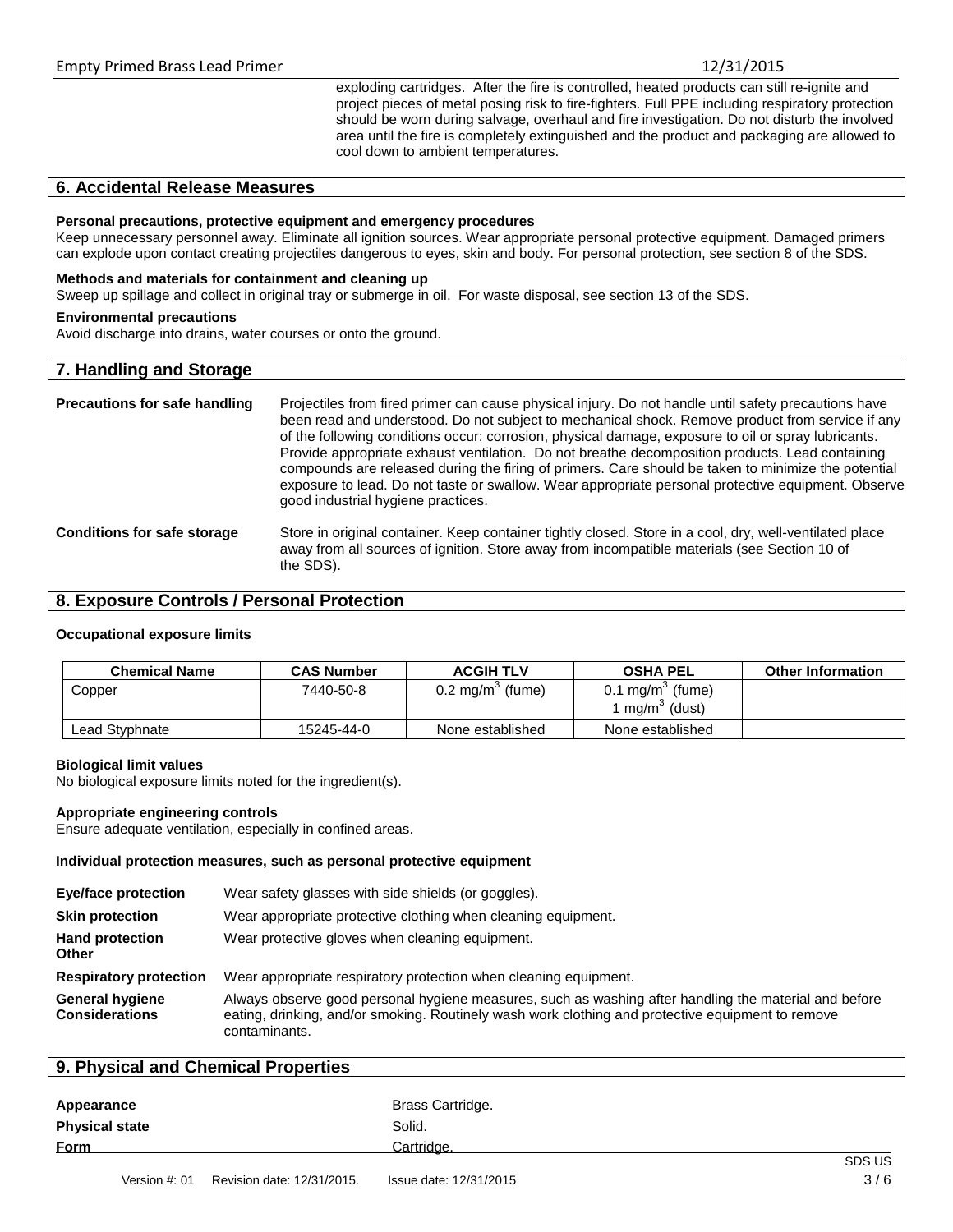exploding cartridges. After the fire is controlled, heated products can still re-ignite and project pieces of metal posing risk to fire-fighters. Full PPE including respiratory protection should be worn during salvage, overhaul and fire investigation. Do not disturb the involved area until the fire is completely extinguished and the product and packaging are allowed to cool down to ambient temperatures.

## 6. Accidental Release Measures

**Personal precautions, protective equipment and emergency procedures**
Keep unnecessary personnel away. Eliminate all ignition sources. Wear appropriate personal protective equipment. Damaged primers can explode upon contact creating projectiles dangerous to eyes, skin and body. For personal protection, see section 8 of the SDS.

**Methods and materials for containment and cleaning up**
Sweep up spillage and collect in original tray or submerge in oil. For waste disposal, see section 13 of the SDS.

**Environmental precautions**
Avoid discharge into drains, water courses or onto the ground.

## 7. Handling and Storage

**Precautions for safe handling** Projectiles from fired primer can cause physical injury. Do not handle until safety precautions have been read and understood. Do not subject to mechanical shock. Remove product from service if any of the following conditions occur: corrosion, physical damage, exposure to oil or spray lubricants. Provide appropriate exhaust ventilation. Do not breathe decomposition products. Lead containing compounds are released during the firing of primers. Care should be taken to minimize the potential exposure to lead. Do not taste or swallow. Wear appropriate personal protective equipment. Observe good industrial hygiene practices.

**Conditions for safe storage** Store in original container. Keep container tightly closed. Store in a cool, dry, well-ventilated place away from all sources of ignition. Store away from incompatible materials (see Section 10 of the SDS).

## 8. Exposure Controls / Personal Protection

**Occupational exposure limits**

| Chemical Name | CAS Number | ACGIH TLV | OSHA PEL | Other Information |
|---|---|---|---|---|
| Copper | 7440-50-8 | 0.2 mg/m$^3$ (fume) | 0.1 mg/m$^3$ (fume)<br>1 mg/m$^3$ (dust) | |
| Lead Styphnate | 15245-44-0 | None established | None established | |

**Biological limit values**
No biological exposure limits noted for the ingredient(s).

**Appropriate engineering controls**
Ensure adequate ventilation, especially in confined areas.

**Individual protection measures, such as personal protective equipment**

**Eye/face protection** Wear safety glasses with side shields (or goggles).

**Skin protection** Wear appropriate protective clothing when cleaning equipment.

**Hand protection Other** Wear protective gloves when cleaning equipment.

**Respiratory protection** Wear appropriate respiratory protection when cleaning equipment.

**General hygiene Considerations** Always observe good personal hygiene measures, such as washing after handling the material and before eating, drinking, and/or smoking. Routinely wash work clothing and protective equipment to remove contaminants.

## 9. Physical and Chemical Properties

**Appearance** Brass Cartridge.

**Physical state** Solid.

**Form** Cartridge.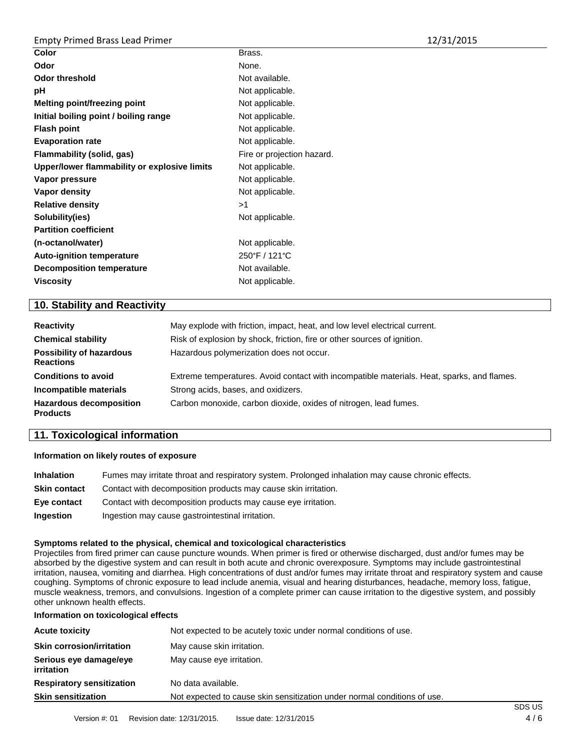| | |
|---|---|
| **Color** | Brass. |
| **Odor** | None. |
| **Odor threshold** | Not available. |
| **pH** | Not applicable. |
| **Melting point/freezing point** | Not applicable. |
| **Initial boiling point / boiling range** | Not applicable. |
| **Flash point** | Not applicable. |
| **Evaporation rate** | Not applicable. |
| **Flammability (solid, gas)** | Fire or projection hazard. |
| **Upper/lower flammability or explosive limits** | Not applicable. |
| **Vapor pressure** | Not applicable. |
| **Vapor density** | Not applicable. |
| **Relative density** | >1 |
| **Solubility(ies)** | Not applicable. |
| **Partition coefficient (n-octanol/water)** | Not applicable. |
| **Auto-ignition temperature** | 250°F / 121°C |
| **Decomposition temperature** | Not available. |
| **Viscosity** | Not applicable. |

## 10. Stability and Reactivity

| | |
|---|---|
| **Reactivity** | May explode with friction, impact, heat, and low level electrical current. |
| **Chemical stability** | Risk of explosion by shock, friction, fire or other sources of ignition. |
| **Possibility of hazardous Reactions** | Hazardous polymerization does not occur. |
| **Conditions to avoid** | Extreme temperatures. Avoid contact with incompatible materials. Heat, sparks, and flames. |
| **Incompatible materials** | Strong acids, bases, and oxidizers. |
| **Hazardous decomposition Products** | Carbon monoxide, carbon dioxide, oxides of nitrogen, lead fumes. |

## 11. Toxicological information

**Information on likely routes of exposure**

| | |
|---|---|
| **Inhalation** | Fumes may irritate throat and respiratory system. Prolonged inhalation may cause chronic effects. |
| **Skin contact** | Contact with decomposition products may cause skin irritation. |
| **Eye contact** | Contact with decomposition products may cause eye irritation. |
| **Ingestion** | Ingestion may cause gastrointestinal irritation. |

**Symptoms related to the physical, chemical and toxicological characteristics**

Projectiles from fired primer can cause puncture wounds. When primer is fired or otherwise discharged, dust and/or fumes may be absorbed by the digestive system and can result in both acute and chronic overexposure. Symptoms may include gastrointestinal irritation, nausea, vomiting and diarrhea. High concentrations of dust and/or fumes may irritate throat and respiratory system and cause coughing. Symptoms of chronic exposure to lead include anemia, visual and hearing disturbances, headache, memory loss, fatigue, muscle weakness, tremors, and convulsions. Ingestion of a complete primer can cause irritation to the digestive system, and possibly other unknown health effects.

**Information on toxicological effects**

| | |
|---|---|
| **Acute toxicity** | Not expected to be acutely toxic under normal conditions of use. |
| **Skin corrosion/irritation** | May cause skin irritation. |
| **Serious eye damage/eye irritation** | May cause eye irritation. |
| **Respiratory sensitization** | No data available. |
| **Skin sensitization** | Not expected to cause skin sensitization under normal conditions of use. |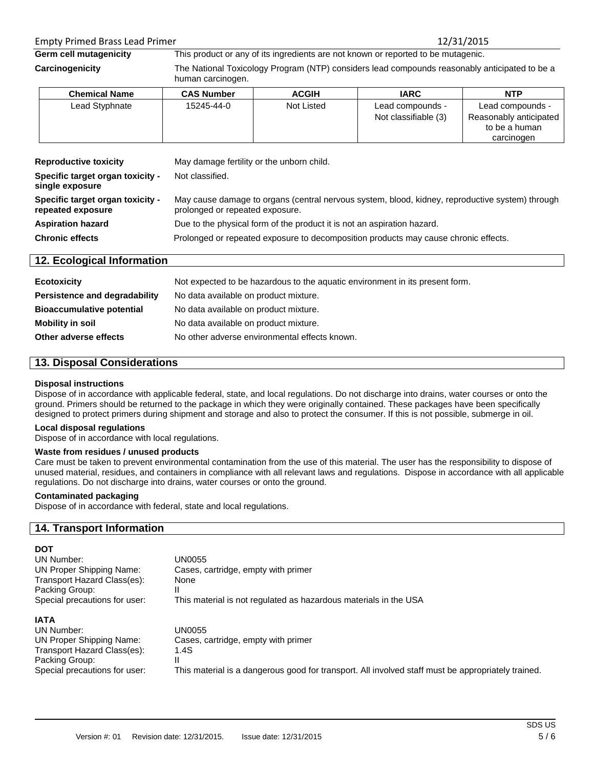| | |
|---|---|
| **Germ cell mutagenicity** | This product or any of its ingredients are not known or reported to be mutagenic. |
| **Carcinogenicity** | The National Toxicology Program (NTP) considers lead compounds reasonably anticipated to be a human carcinogen. |

| Chemical Name | CAS Number | ACGIH | IARC | NTP |
|---|---|---|---|---|
| Lead Styphnate | 15245-44-0 | Not Listed | Lead compounds - Not classifiable (3) | Lead compounds - Reasonably anticipated to be a human carcinogen |

| | |
|---|---|
| **Reproductive toxicity** | May damage fertility or the unborn child. |
| **Specific target organ toxicity - single exposure** | Not classified. |
| **Specific target organ toxicity - repeated exposure** | May cause damage to organs (central nervous system, blood, kidney, reproductive system) through prolonged or repeated exposure. |
| **Aspiration hazard** | Due to the physical form of the product it is not an aspiration hazard. |
| **Chronic effects** | Prolonged or repeated exposure to decomposition products may cause chronic effects. |

## 12. Ecological Information

| | |
|---|---|
| **Ecotoxicity** | Not expected to be hazardous to the aquatic environment in its present form. |
| **Persistence and degradability** | No data available on product mixture. |
| **Bioaccumulative potential** | No data available on product mixture. |
| **Mobility in soil** | No data available on product mixture. |
| **Other adverse effects** | No other adverse environmental effects known. |

## 13. Disposal Considerations

**Disposal instructions**

Dispose of in accordance with applicable federal, state, and local regulations. Do not discharge into drains, water courses or onto the ground. Primers should be returned to the package in which they were originally contained. These packages have been specifically designed to protect primers during shipment and storage and also to protect the consumer. If this is not possible, submerge in oil.

**Local disposal regulations**

Dispose of in accordance with local regulations.

**Waste from residues / unused products**

Care must be taken to prevent environmental contamination from the use of this material. The user has the responsibility to dispose of unused material, residues, and containers in compliance with all relevant laws and regulations. Dispose in accordance with all applicable regulations. Do not discharge into drains, water courses or onto the ground.

**Contaminated packaging**

Dispose of in accordance with federal, state and local regulations.

## 14. Transport Information

**DOT**

| | |
|---|---|
| UN Number: | UN0055 |
| UN Proper Shipping Name: | Cases, cartridge, empty with primer |
| Transport Hazard Class(es): | None |
| Packing Group: | II |
| Special precautions for user: | This material is not regulated as hazardous materials in the USA |

**IATA**

| | |
|---|---|
| UN Number: | UN0055 |
| UN Proper Shipping Name: | Cases, cartridge, empty with primer |
| Transport Hazard Class(es): | 1.4S |
| Packing Group: | II |
| Special precautions for user: | This material is a dangerous good for transport. All involved staff must be appropriately trained. |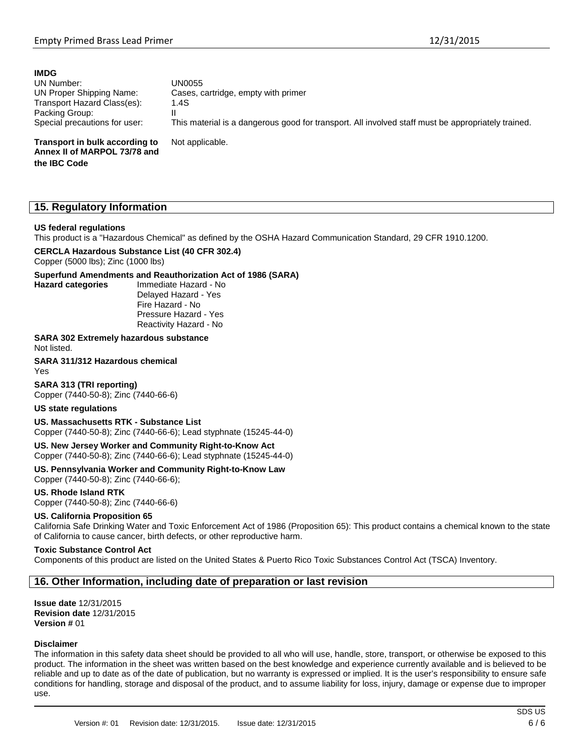**IMDG**

| | |
|---|---|
| UN Number: | UN0055 |
| UN Proper Shipping Name: | Cases, cartridge, empty with primer |
| Transport Hazard Class(es): | 1.4S |
| Packing Group: | II |
| Special precautions for user: | This material is a dangerous good for transport. All involved staff must be appropriately trained. |

**Transport in bulk according to Annex II of MARPOL 73/78 and the IBC Code** Not applicable.

## 15. Regulatory Information

**US federal regulations**

This product is a "Hazardous Chemical" as defined by the OSHA Hazard Communication Standard, 29 CFR 1910.1200.

**CERCLA Hazardous Substance List (40 CFR 302.4)**

Copper (5000 lbs); Zinc (1000 lbs)

**Superfund Amendments and Reauthorization Act of 1986 (SARA)**

**Hazard categories**
Immediate Hazard - No
Delayed Hazard - Yes
Fire Hazard - No
Pressure Hazard - Yes
Reactivity Hazard - No

**SARA 302 Extremely hazardous substance**

Not listed.

**SARA 311/312 Hazardous chemical**

Yes

**SARA 313 (TRI reporting)**

Copper (7440-50-8); Zinc (7440-66-6)

**US state regulations**

**US. Massachusetts RTK - Substance List**

Copper (7440-50-8); Zinc (7440-66-6); Lead styphnate (15245-44-0)

**US. New Jersey Worker and Community Right-to-Know Act**

Copper (7440-50-8); Zinc (7440-66-6); Lead styphnate (15245-44-0)

**US. Pennsylvania Worker and Community Right-to-Know Law**

Copper (7440-50-8); Zinc (7440-66-6);

**US. Rhode Island RTK**

Copper (7440-50-8); Zinc (7440-66-6)

**US. California Proposition 65**

California Safe Drinking Water and Toxic Enforcement Act of 1986 (Proposition 65): This product contains a chemical known to the state of California to cause cancer, birth defects, or other reproductive harm.

**Toxic Substance Control Act**

Components of this product are listed on the United States & Puerto Rico Toxic Substances Control Act (TSCA) Inventory.

## 16. Other Information, including date of preparation or last revision

**Issue date** 12/31/2015
**Revision date** 12/31/2015
**Version #** 01

**Disclaimer**

The information in this safety data sheet should be provided to all who will use, handle, store, transport, or otherwise be exposed to this product. The information in the sheet was written based on the best knowledge and experience currently available and is believed to be reliable and up to date as of the date of publication, but no warranty is expressed or implied. It is the user's responsibility to ensure safe conditions for handling, storage and disposal of the product, and to assume liability for loss, injury, damage or expense due to improper use.